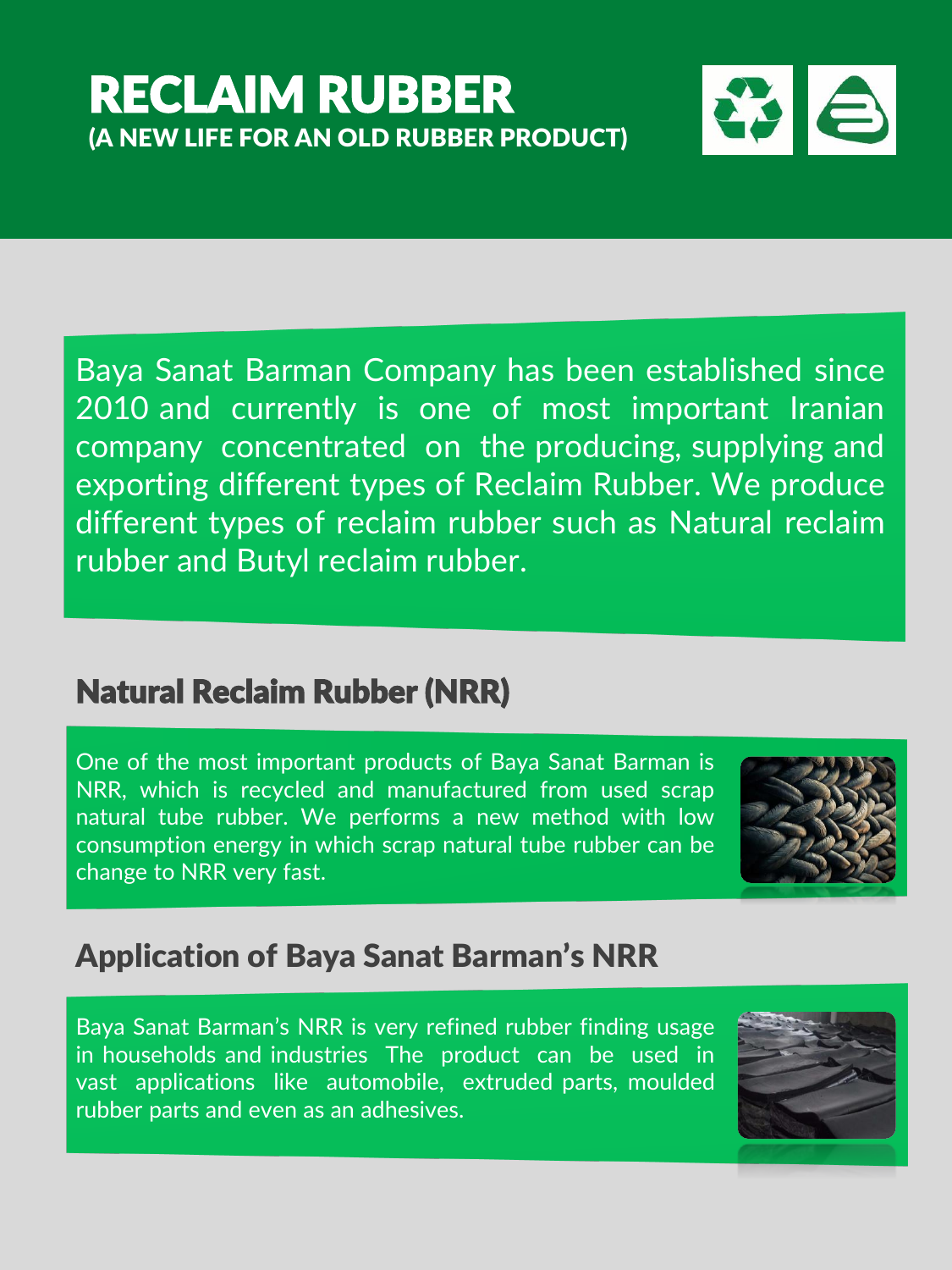# RECLAIM RUBBER
**(A NEW LIFE FOR AN OLD RUBBER PRODUCT)**

Baya Sanat Barman Company has been established since 2010 and currently is one of most important Iranian company concentrated on the producing, supplying and exporting different types of Reclaim Rubber. We produce different types of reclaim rubber such as Natural reclaim rubber and Butyl reclaim rubber.

## Natural Reclaim Rubber (NRR)

One of the most important products of Baya Sanat Barman is NRR, which is recycled and manufactured from used scrap natural tube rubber. We performs a new method with low consumption energy in which scrap natural tube rubber can be change to NRR very fast.

## Application of Baya Sanat Barman's NRR

Baya Sanat Barman's NRR is very refined rubber finding usage in households and industries The product can be used in vast applications like automobile, extruded parts, moulded rubber parts and even as an adhesives.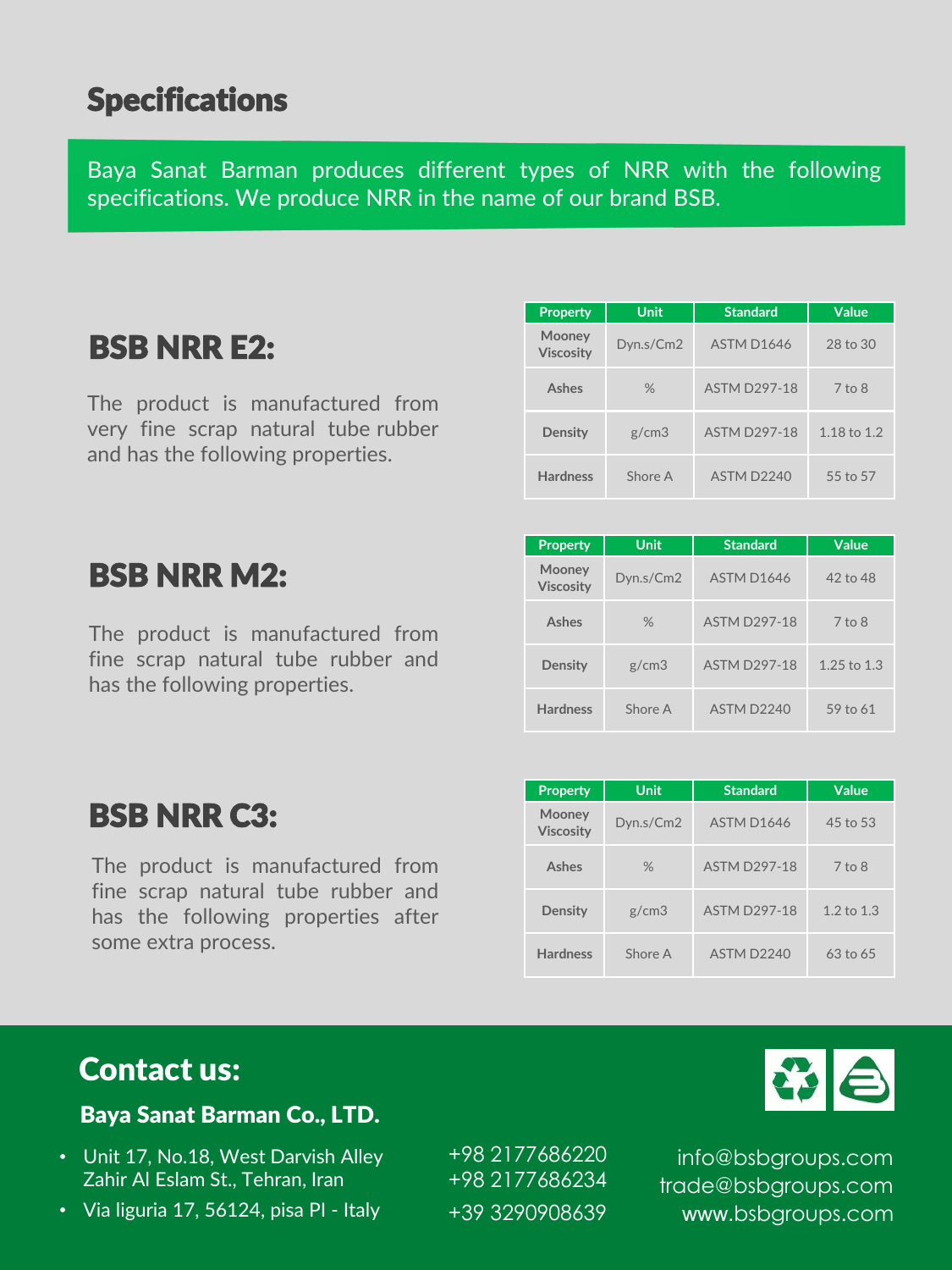# Specifications

Baya Sanat Barman produces different types of NRR with the following specifications. We produce NRR in the name of our brand BSB.

## BSB NRR E2:

The product is manufactured from very fine scrap natural tube rubber and has the following properties.

| Property | Unit | Standard | Value |
|---|---|---|---|
| Mooney Viscosity | Dyn.s/Cm2 | ASTM D1646 | 28 to 30 |
| Ashes | % | ASTM D297-18 | 7 to 8 |
| Density | g/cm3 | ASTM D297-18 | 1.18 to 1.2 |
| Hardness | Shore A | ASTM D2240 | 55 to 57 |

## BSB NRR M2:

The product is manufactured from fine scrap natural tube rubber and has the following properties.

| Property | Unit | Standard | Value |
|---|---|---|---|
| Mooney Viscosity | Dyn.s/Cm2 | ASTM D1646 | 42 to 48 |
| Ashes | % | ASTM D297-18 | 7 to 8 |
| Density | g/cm3 | ASTM D297-18 | 1.25 to 1.3 |
| Hardness | Shore A | ASTM D2240 | 59 to 61 |

## BSB NRR C3:

The product is manufactured from fine scrap natural tube rubber and has the following properties after some extra process.

| Property | Unit | Standard | Value |
|---|---|---|---|
| Mooney Viscosity | Dyn.s/Cm2 | ASTM D1646 | 45 to 53 |
| Ashes | % | ASTM D297-18 | 7 to 8 |
| Density | g/cm3 | ASTM D297-18 | 1.2 to 1.3 |
| Hardness | Shore A | ASTM D2240 | 63 to 65 |

## Contact us:

### Baya Sanat Barman Co., LTD.

- Unit 17, No.18, West Darvish Alley Zahir Al Eslam St., Tehran, Iran
- Via liguria 17, 56124, pisa PI - Italy

+98 2177686220
+98 2177686234
+39 3290908639

info@bsbgroups.com
trade@bsbgroups.com
www.bsbgroups.com